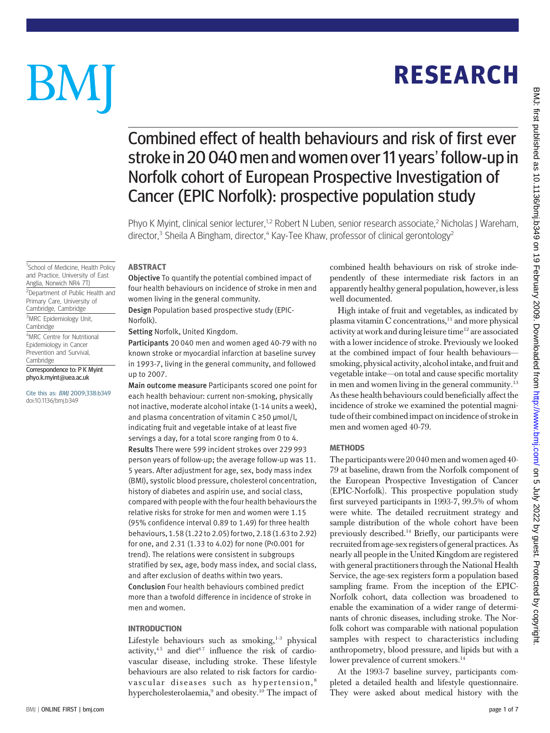# Combined effect of health behaviours and risk of first ever stroke in 20 040 men and women over 11 years' follow-up in Norfolk cohort of European Prospective Investigation of Cancer (EPIC Norfolk): prospective population study

Phyo K Myint, clinical senior lecturer,[1,2] Robert N Luben, senior research associate,[2] Nicholas J Wareham, director,[3] Sheila A Bingham, director,[4] Kay-Tee Khaw, professor of clinical gerontology[2]

[1]School of Medicine, Health Policy and Practice, University of East Anglia, Norwich NR4 7TJ

[2]Department of Public Health and Primary Care, University of Cambridge, Cambridge

[3]MRC Epidemiology Unit, Cambridge

[4]MRC Centre for Nutritional Epidemiology in Cancer Prevention and Survival, Cambridge

Correspondence to: P K Myint phyo.k.myint@uea.ac.uk

Cite this as: *BMJ* 2009;338:b349 doi:10.1136/bmj.b349

## ABSTRACT

**Objective** To quantify the potential combined impact of four health behaviours on incidence of stroke in men and women living in the general community.

**Design** Population based prospective study (EPIC-Norfolk).

**Setting** Norfolk, United Kingdom.

**Participants** 20 040 men and women aged 40-79 with no known stroke or myocardial infarction at baseline survey in 1993-7, living in the general community, and followed up to 2007.

**Main outcome measure** Participants scored one point for each health behaviour: current non-smoking, physically not inactive, moderate alcohol intake (1-14 units a week), and plasma concentration of vitamin C ≥50 μmol/l, indicating fruit and vegetable intake of at least five servings a day, for a total score ranging from 0 to 4.

**Results** There were 599 incident strokes over 229 993 person years of follow-up; the average follow-up was 11.5 years. After adjustment for age, sex, body mass index (BMI), systolic blood pressure, cholesterol concentration, history of diabetes and aspirin use, and social class, compared with people with the four health behaviours the relative risks for stroke for men and women were 1.15 (95% confidence interval 0.89 to 1.49) for three health behaviours, 1.58 (1.22 to 2.05) for two, 2.18 (1.63 to 2.92) for one, and 2.31 (1.33 to 4.02) for none (P<0.001 for trend). The relations were consistent in subgroups stratified by sex, age, body mass index, and social class, and after exclusion of deaths within two years.

**Conclusion** Four health behaviours combined predict more than a twofold difference in incidence of stroke in men and women.

## INTRODUCTION

Lifestyle behaviours such as smoking,[1-3] physical activity,[4,5] and diet[6,7] influence the risk of cardiovascular disease, including stroke. These lifestyle behaviours are also related to risk factors for cardiovascular diseases such as hypertension,[8] hypercholesterolaemia,[9] and obesity.[10] The impact of combined health behaviours on risk of stroke independently of these intermediate risk factors in an apparently healthy general population, however, is less well documented.

High intake of fruit and vegetables, as indicated by plasma vitamin C concentrations,[11] and more physical activity at work and during leisure time[12] are associated with a lower incidence of stroke. Previously we looked at the combined impact of four health behaviours—smoking, physical activity, alcohol intake, and fruit and vegetable intake—on total and cause specific mortality in men and women living in the general community.[13] As these health behaviours could beneficially affect the incidence of stroke we examined the potential magnitude of their combined impact on incidence of stroke in men and women aged 40-79.

## METHODS

The participants were 20 040 men and women aged 40-79 at baseline, drawn from the Norfolk component of the European Prospective Investigation of Cancer (EPIC-Norfolk). This prospective population study first surveyed participants in 1993-7, 99.5% of whom were white. The detailed recruitment strategy and sample distribution of the whole cohort have been previously described.[14] Briefly, our participants were recruited from age-sex registers of general practices. As nearly all people in the United Kingdom are registered with general practitioners through the National Health Service, the age-sex registers form a population based sampling frame. From the inception of the EPIC-Norfolk cohort, data collection was broadened to enable the examination of a wider range of determinants of chronic diseases, including stroke. The Norfolk cohort was comparable with national population samples with respect to characteristics including anthropometry, blood pressure, and lipids but with a lower prevalence of current smokers.[14]

At the 1993-7 baseline survey, participants completed a detailed health and lifestyle questionnaire. They were asked about medical history with the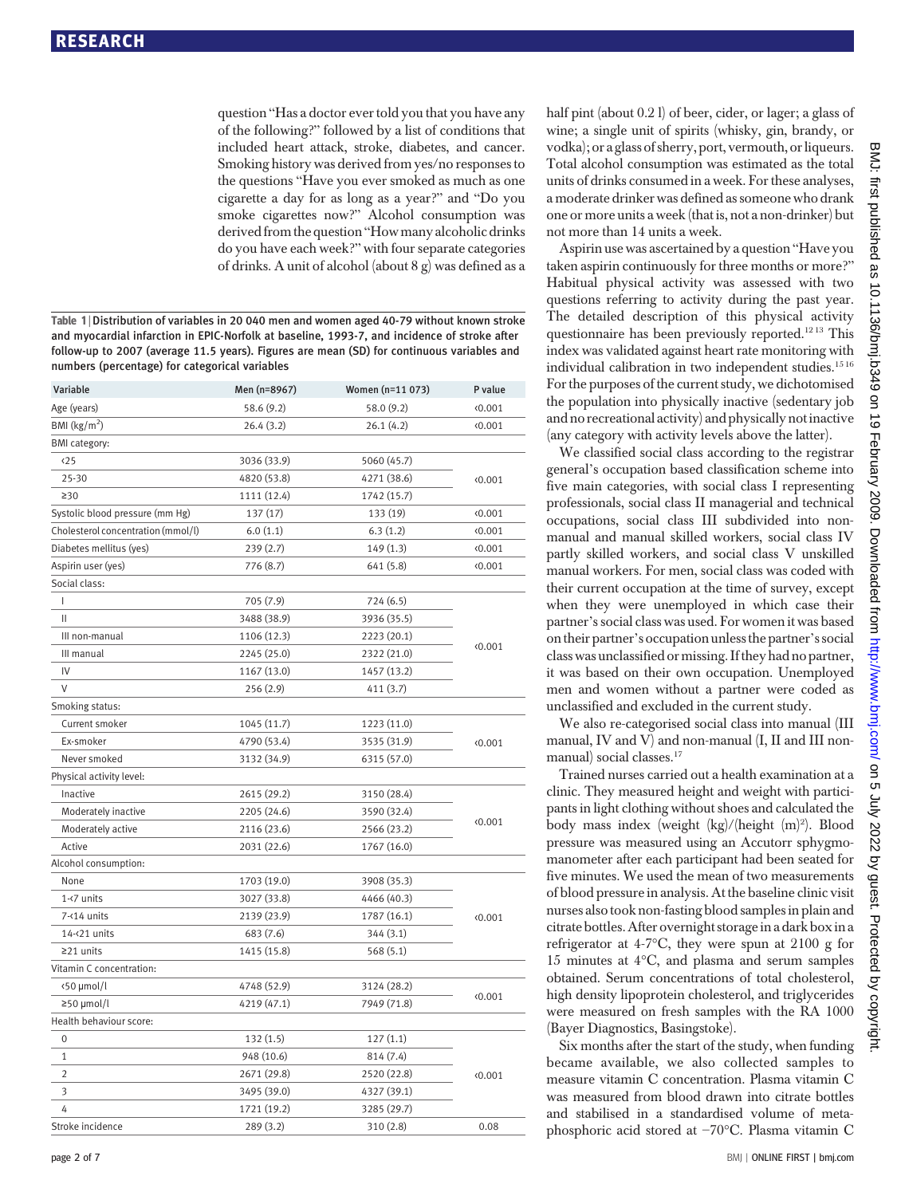question "Has a doctor ever told you that you have any of the following?" followed by a list of conditions that included heart attack, stroke, diabetes, and cancer. Smoking history was derived from yes/no responses to the questions "Have you ever smoked as much as one cigarette a day for as long as a year?" and "Do you smoke cigarettes now?" Alcohol consumption was derived from the question "How many alcoholic drinks do you have each week?" with four separate categories of drinks. A unit of alcohol (about 8 g) was defined as a half pint (about 0.2 l) of beer, cider, or lager; a glass of wine; a single unit of spirits (whisky, gin, brandy, or vodka); or a glass of sherry, port, vermouth, or liqueurs. Total alcohol consumption was estimated as the total units of drinks consumed in a week. For these analyses, a moderate drinker was defined as someone who drank one or more units a week (that is, not a non-drinker) but not more than 14 units a week.

**Table 1** | Distribution of variables in 20 040 men and women aged 40-79 without known stroke and myocardial infarction in EPIC-Norfolk at baseline, 1993-7, and incidence of stroke after follow-up to 2007 (average 11.5 years). Figures are mean (SD) for continuous variables and numbers (percentage) for categorical variables

| Variable | Men (n=8967) | Women (n=11 073) | P value |
|---|---|---|---|
| Age (years) | 58.6 (9.2) | 58.0 (9.2) | <0.001 |
| BMI (kg/m$^2$) | 26.4 (3.2) | 26.1 (4.2) | <0.001 |
| BMI category: | | | |
| <25 | 3036 (33.9) | 5060 (45.7) | <0.001 |
| 25-30 | 4820 (53.8) | 4271 (38.6) | |
| ≥30 | 1111 (12.4) | 1742 (15.7) | |
| Systolic blood pressure (mm Hg) | 137 (17) | 133 (19) | <0.001 |
| Cholesterol concentration (mmol/l) | 6.0 (1.1) | 6.3 (1.2) | <0.001 |
| Diabetes mellitus (yes) | 239 (2.7) | 149 (1.3) | <0.001 |
| Aspirin user (yes) | 776 (8.7) | 641 (5.8) | <0.001 |
| Social class: | | | |
| I | 705 (7.9) | 724 (6.5) | <0.001 |
| II | 3488 (38.9) | 3936 (35.5) | |
| III non-manual | 1106 (12.3) | 2223 (20.1) | |
| III manual | 2245 (25.0) | 2322 (21.0) | |
| IV | 1167 (13.0) | 1457 (13.2) | |
| V | 256 (2.9) | 411 (3.7) | |
| Smoking status: | | | |
| Current smoker | 1045 (11.7) | 1223 (11.0) | <0.001 |
| Ex-smoker | 4790 (53.4) | 3535 (31.9) | |
| Never smoked | 3132 (34.9) | 6315 (57.0) | |
| Physical activity level: | | | |
| Inactive | 2615 (29.2) | 3150 (28.4) | <0.001 |
| Moderately inactive | 2205 (24.6) | 3590 (32.4) | |
| Moderately active | 2116 (23.6) | 2566 (23.2) | |
| Active | 2031 (22.6) | 1767 (16.0) | |
| Alcohol consumption: | | | |
| None | 1703 (19.0) | 3908 (35.3) | <0.001 |
| 1-<7 units | 3027 (33.8) | 4466 (40.3) | |
| 7-<14 units | 2139 (23.9) | 1787 (16.1) | |
| 14-<21 units | 683 (7.6) | 344 (3.1) | |
| ≥21 units | 1415 (15.8) | 568 (5.1) | |
| Vitamin C concentration: | | | |
| <50 µmol/l | 4748 (52.9) | 3124 (28.2) | <0.001 |
| ≥50 µmol/l | 4219 (47.1) | 7949 (71.8) | |
| Health behaviour score: | | | |
| 0 | 132 (1.5) | 127 (1.1) | <0.001 |
| 1 | 948 (10.6) | 814 (7.4) | |
| 2 | 2671 (29.8) | 2520 (22.8) | |
| 3 | 3495 (39.0) | 4327 (39.1) | |
| 4 | 1721 (19.2) | 3285 (29.7) | |
| Stroke incidence | 289 (3.2) | 310 (2.8) | 0.08 |

Aspirin use was ascertained by a question "Have you taken aspirin continuously for three months or more?" Habitual physical activity was assessed with two questions referring to activity during the past year. The detailed description of this physical activity questionnaire has been previously reported.[12,13] This index was validated against heart rate monitoring with individual calibration in two independent studies.[15,16] For the purposes of the current study, we dichotomised the population into physically inactive (sedentary job and no recreational activity) and physically not inactive (any category with activity levels above the latter).

We classified social class according to the registrar general's occupation based classification scheme into five main categories, with social class I representing professionals, social class II managerial and technical occupations, social class III subdivided into non-manual and manual skilled workers, social class IV partly skilled workers, and social class V unskilled manual workers. For men, social class was coded with their current occupation at the time of survey, except when they were unemployed in which case their partner's social class was used. For women it was based on their partner's occupation unless the partner's social class was unclassified or missing. If they had no partner, it was based on their own occupation. Unemployed men and women without a partner were coded as unclassified and excluded in the current study.

We also re-categorised social class into manual (III manual, IV and V) and non-manual (I, II and III non-manual) social classes.[17]

Trained nurses carried out a health examination at a clinic. They measured height and weight with participants in light clothing without shoes and calculated the body mass index (weight (kg)/(height (m)$^2$). Blood pressure was measured using an Accutorr sphygmomanometer after each participant had been seated for five minutes. We used the mean of two measurements of blood pressure in analysis. At the baseline clinic visit nurses also took non-fasting blood samples in plain and citrate bottles. After overnight storage in a dark box in a refrigerator at 4-7°C, they were spun at 2100 g for 15 minutes at 4°C, and plasma and serum samples obtained. Serum concentrations of total cholesterol, high density lipoprotein cholesterol, and triglycerides were measured on fresh samples with the RA 1000 (Bayer Diagnostics, Basingstoke).

Six months after the start of the study, when funding became available, we also collected samples to measure vitamin C concentration. Plasma vitamin C was measured from blood drawn into citrate bottles and stabilised in a standardised volume of metaphosphoric acid stored at −70°C. Plasma vitamin C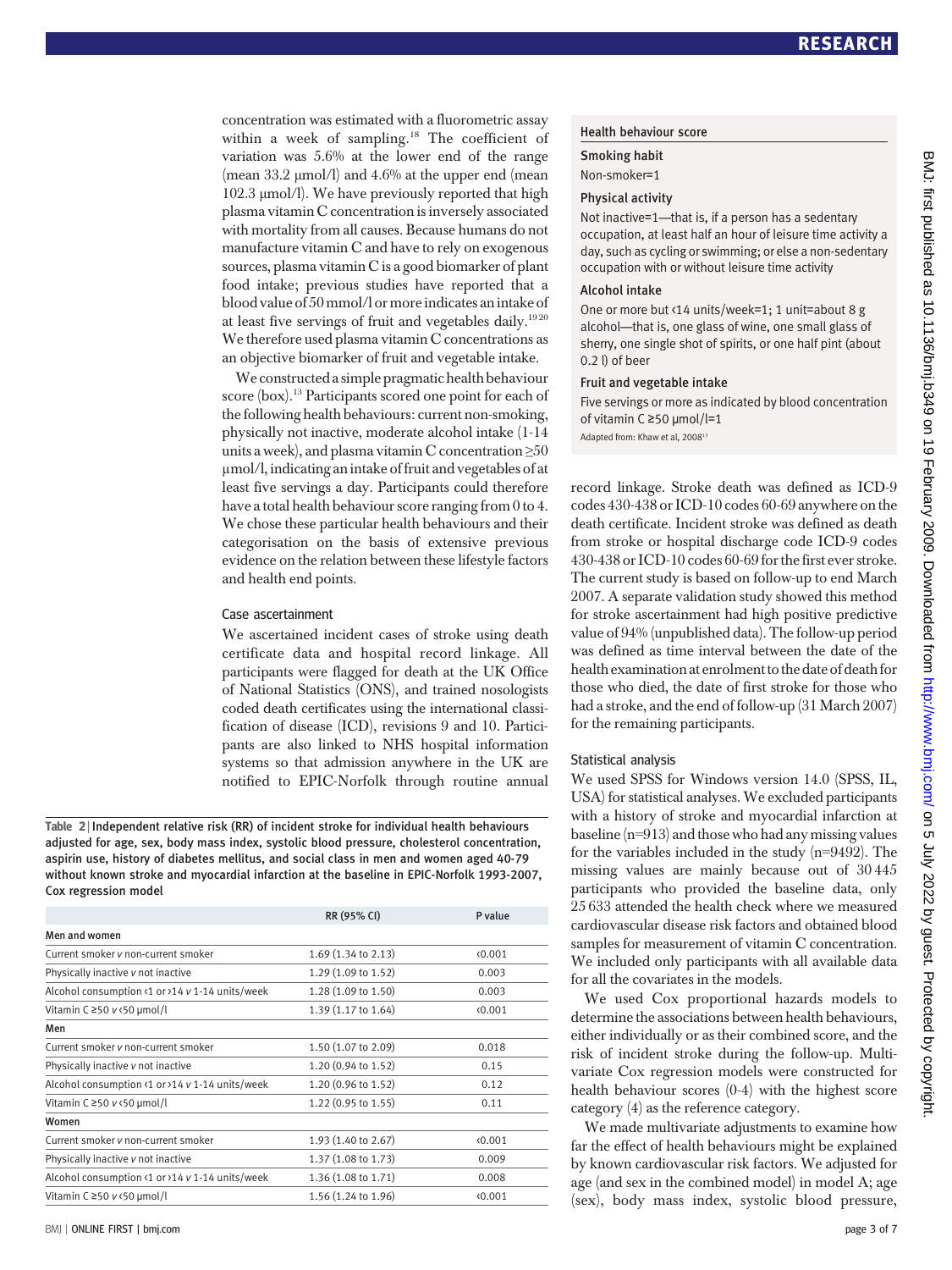concentration was estimated with a fluorometric assay within a week of sampling.[18] The coefficient of variation was 5.6% at the lower end of the range (mean 33.2 μmol/l) and 4.6% at the upper end (mean 102.3 μmol/l). We have previously reported that high plasma vitamin C concentration is inversely associated with mortality from all causes. Because humans do not manufacture vitamin C and have to rely on exogenous sources, plasma vitamin C is a good biomarker of plant food intake; previous studies have reported that a blood value of 50 mmol/l or more indicates an intake of at least five servings of fruit and vegetables daily.[19,20] We therefore used plasma vitamin C concentrations as an objective biomarker of fruit and vegetable intake.

We constructed a simple pragmatic health behaviour score (box).[13] Participants scored one point for each of the following health behaviours: current non-smoking, physically not inactive, moderate alcohol intake (1-14 units a week), and plasma vitamin C concentration ≥50 μmol/l, indicating an intake of fruit and vegetables of at least five servings a day. Participants could therefore have a total health behaviour score ranging from 0 to 4. We chose these particular health behaviours and their categorisation on the basis of extensive previous evidence on the relation between these lifestyle factors and health end points.

### Case ascertainment

We ascertained incident cases of stroke using death certificate data and hospital record linkage. All participants were flagged for death at the UK Office of National Statistics (ONS), and trained nosologists coded death certificates using the international classification of disease (ICD), revisions 9 and 10. Participants are also linked to NHS hospital information systems so that admission anywhere in the UK are notified to EPIC-Norfolk through routine annual record linkage. Stroke death was defined as ICD-9 codes 430-438 or ICD-10 codes 60-69 anywhere on the death certificate. Incident stroke was defined as death from stroke or hospital discharge code ICD-9 codes 430-438 or ICD-10 codes 60-69 for the first ever stroke. The current study is based on follow-up to end March 2007. A separate validation study showed this method for stroke ascertainment had high positive predictive value of 94% (unpublished data). The follow-up period was defined as time interval between the date of the health examination at enrolment to the date of death for those who died, the date of first stroke for those who had a stroke, and the end of follow-up (31 March 2007) for the remaining participants.

> **Health behaviour score**
>
> **Smoking habit**
> Non-smoker=1
>
> **Physical activity**
> Not inactive=1—that is, if a person has a sedentary occupation, at least half an hour of leisure time activity a day, such as cycling or swimming; or else a non-sedentary occupation with or without leisure time activity
>
> **Alcohol intake**
> One or more but <14 units/week=1; 1 unit=about 8 g alcohol—that is, one glass of wine, one small glass of sherry, one single shot of spirits, or one half pint (about 0.2 l) of beer
>
> **Fruit and vegetable intake**
> Five servings or more as indicated by blood concentration of vitamin C ≥50 μmol/l=1
>
> Adapted from: Khaw et al, 2008[13]

**Table 2 | Independent relative risk (RR) of incident stroke for individual health behaviours adjusted for age, sex, body mass index, systolic blood pressure, cholesterol concentration, aspirin use, history of diabetes mellitus, and social class in men and women aged 40-79 without known stroke and myocardial infarction at the baseline in EPIC-Norfolk 1993-2007, Cox regression model**

| | RR (95% CI) | P value |
|---|---|---|
| **Men and women** | | |
| Current smoker *v* non-current smoker | 1.69 (1.34 to 2.13) | <0.001 |
| Physically inactive *v* not inactive | 1.29 (1.09 to 1.52) | 0.003 |
| Alcohol consumption <1 or >14 *v* 1-14 units/week | 1.28 (1.09 to 1.50) | 0.003 |
| Vitamin C ≥50 *v* <50 μmol/l | 1.39 (1.17 to 1.64) | <0.001 |
| **Men** | | |
| Current smoker *v* non-current smoker | 1.50 (1.07 to 2.09) | 0.018 |
| Physically inactive *v* not inactive | 1.20 (0.94 to 1.52) | 0.15 |
| Alcohol consumption <1 or >14 *v* 1-14 units/week | 1.20 (0.96 to 1.52) | 0.12 |
| Vitamin C ≥50 *v* <50 μmol/l | 1.22 (0.95 to 1.55) | 0.11 |
| **Women** | | |
| Current smoker *v* non-current smoker | 1.93 (1.40 to 2.67) | <0.001 |
| Physically inactive *v* not inactive | 1.37 (1.08 to 1.73) | 0.009 |
| Alcohol consumption <1 or >14 *v* 1-14 units/week | 1.36 (1.08 to 1.71) | 0.008 |
| Vitamin C ≥50 *v* <50 μmol/l | 1.56 (1.24 to 1.96) | <0.001 |

### Statistical analysis

We used SPSS for Windows version 14.0 (SPSS, IL, USA) for statistical analyses. We excluded participants with a history of stroke and myocardial infarction at baseline (n=913) and those who had any missing values for the variables included in the study (n=9492). The missing values are mainly because out of 30 445 participants who provided the baseline data, only 25 633 attended the health check where we measured cardiovascular disease risk factors and obtained blood samples for measurement of vitamin C concentration. We included only participants with all available data for all the covariates in the models.

We used Cox proportional hazards models to determine the associations between health behaviours, either individually or as their combined score, and the risk of incident stroke during the follow-up. Multivariate Cox regression models were constructed for health behaviour scores (0-4) with the highest score category (4) as the reference category.

We made multivariate adjustments to examine how far the effect of health behaviours might be explained by known cardiovascular risk factors. We adjusted for age (and sex in the combined model) in model A; age (sex), body mass index, systolic blood pressure,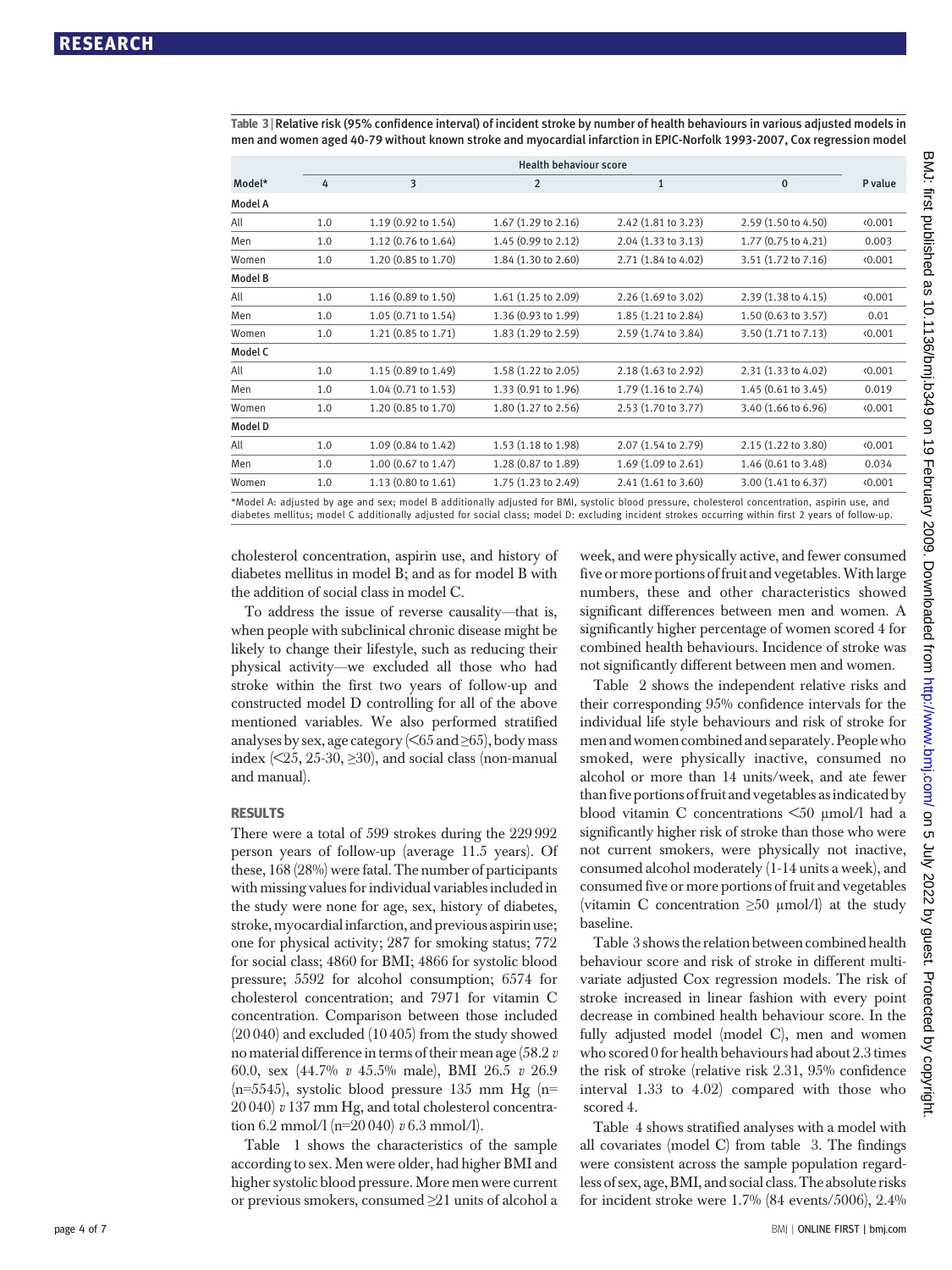**Table 3 | Relative risk (95% confidence interval) of incident stroke by number of health behaviours in various adjusted models in men and women aged 40-79 without known stroke and myocardial infarction in EPIC-Norfolk 1993-2007, Cox regression model**

| Model* | Health behaviour score | | | | | P value |
|---|---|---|---|---|---|---|
| | 4 | 3 | 2 | 1 | 0 | |
| **Model A** | | | | | | |
| All | 1.0 | 1.19 (0.92 to 1.54) | 1.67 (1.29 to 2.16) | 2.42 (1.81 to 3.23) | 2.59 (1.50 to 4.50) | <0.001 |
| Men | 1.0 | 1.12 (0.76 to 1.64) | 1.45 (0.99 to 2.12) | 2.04 (1.33 to 3.13) | 1.77 (0.75 to 4.21) | 0.003 |
| Women | 1.0 | 1.20 (0.85 to 1.70) | 1.84 (1.30 to 2.60) | 2.71 (1.84 to 4.02) | 3.51 (1.72 to 7.16) | <0.001 |
| **Model B** | | | | | | |
| All | 1.0 | 1.16 (0.89 to 1.50) | 1.61 (1.25 to 2.09) | 2.26 (1.69 to 3.02) | 2.39 (1.38 to 4.15) | <0.001 |
| Men | 1.0 | 1.05 (0.71 to 1.54) | 1.36 (0.93 to 1.99) | 1.85 (1.21 to 2.84) | 1.50 (0.63 to 3.57) | 0.01 |
| Women | 1.0 | 1.21 (0.85 to 1.71) | 1.83 (1.29 to 2.59) | 2.59 (1.74 to 3.84) | 3.50 (1.71 to 7.13) | <0.001 |
| **Model C** | | | | | | |
| All | 1.0 | 1.15 (0.89 to 1.49) | 1.58 (1.22 to 2.05) | 2.18 (1.63 to 2.92) | 2.31 (1.33 to 4.02) | <0.001 |
| Men | 1.0 | 1.04 (0.71 to 1.53) | 1.33 (0.91 to 1.96) | 1.79 (1.16 to 2.74) | 1.45 (0.61 to 3.45) | 0.019 |
| Women | 1.0 | 1.20 (0.85 to 1.70) | 1.80 (1.27 to 2.56) | 2.53 (1.70 to 3.77) | 3.40 (1.66 to 6.96) | <0.001 |
| **Model D** | | | | | | |
| All | 1.0 | 1.09 (0.84 to 1.42) | 1.53 (1.18 to 1.98) | 2.07 (1.54 to 2.79) | 2.15 (1.22 to 3.80) | <0.001 |
| Men | 1.0 | 1.00 (0.67 to 1.47) | 1.28 (0.87 to 1.89) | 1.69 (1.09 to 2.61) | 1.46 (0.61 to 3.48) | 0.034 |
| Women | 1.0 | 1.13 (0.80 to 1.61) | 1.75 (1.23 to 2.49) | 2.41 (1.61 to 3.60) | 3.00 (1.41 to 6.37) | <0.001 |

*Model A: adjusted by age and sex; model B additionally adjusted for BMI, systolic blood pressure, cholesterol concentration, aspirin use, and diabetes mellitus; model C additionally adjusted for social class; model D: excluding incident strokes occurring within first 2 years of follow-up.

cholesterol concentration, aspirin use, and history of diabetes mellitus in model B; and as for model B with the addition of social class in model C.

To address the issue of reverse causality—that is, when people with subclinical chronic disease might be likely to change their lifestyle, such as reducing their physical activity—we excluded all those who had stroke within the first two years of follow-up and constructed model D controlling for all of the above mentioned variables. We also performed stratified analyses by sex, age category (<65 and ≥65), body mass index (<25, 25-30, ≥30), and social class (non-manual and manual).

## RESULTS

There were a total of 599 strokes during the 229 992 person years of follow-up (average 11.5 years). Of these, 168 (28%) were fatal. The number of participants with missing values for individual variables included in the study were none for age, sex, history of diabetes, stroke, myocardial infarction, and previous aspirin use; one for physical activity; 287 for smoking status; 772 for social class; 4860 for BMI; 4866 for systolic blood pressure; 5592 for alcohol consumption; 6574 for cholesterol concentration; and 7971 for vitamin C concentration. Comparison between those included (20 040) and excluded (10 405) from the study showed no material difference in terms of their mean age (58.2 *v* 60.0, sex (44.7% *v* 45.5% male), BMI 26.5 *v* 26.9 (n=5545), systolic blood pressure 135 mm Hg (n= 20 040) *v* 137 mm Hg, and total cholesterol concentration 6.2 mmol/l (n=20 040) *v* 6.3 mmol/l).

Table 1 shows the characteristics of the sample according to sex. Men were older, had higher BMI and higher systolic blood pressure. More men were current or previous smokers, consumed ≥21 units of alcohol a week, and were physically active, and fewer consumed five or more portions of fruit and vegetables. With large numbers, these and other characteristics showed significant differences between men and women. A significantly higher percentage of women scored 4 for combined health behaviours. Incidence of stroke was not significantly different between men and women.

Table 2 shows the independent relative risks and their corresponding 95% confidence intervals for the individual life style behaviours and risk of stroke for men and women combined and separately. People who smoked, were physically inactive, consumed no alcohol or more than 14 units/week, and ate fewer than five portions of fruit and vegetables as indicated by blood vitamin C concentrations <50 μmol/l had a significantly higher risk of stroke than those who were not current smokers, were physically not inactive, consumed alcohol moderately (1-14 units a week), and consumed five or more portions of fruit and vegetables (vitamin C concentration ≥50 μmol/l) at the study baseline.

Table 3 shows the relation between combined health behaviour score and risk of stroke in different multivariate adjusted Cox regression models. The risk of stroke increased in linear fashion with every point decrease in combined health behaviour score. In the fully adjusted model (model C), men and women who scored 0 for health behaviours had about 2.3 times the risk of stroke (relative risk 2.31, 95% confidence interval 1.33 to 4.02) compared with those who scored 4.

Table 4 shows stratified analyses with a model with all covariates (model C) from table 3. The findings were consistent across the sample population regardless of sex, age, BMI, and social class. The absolute risks for incident stroke were 1.7% (84 events/5006), 2.4%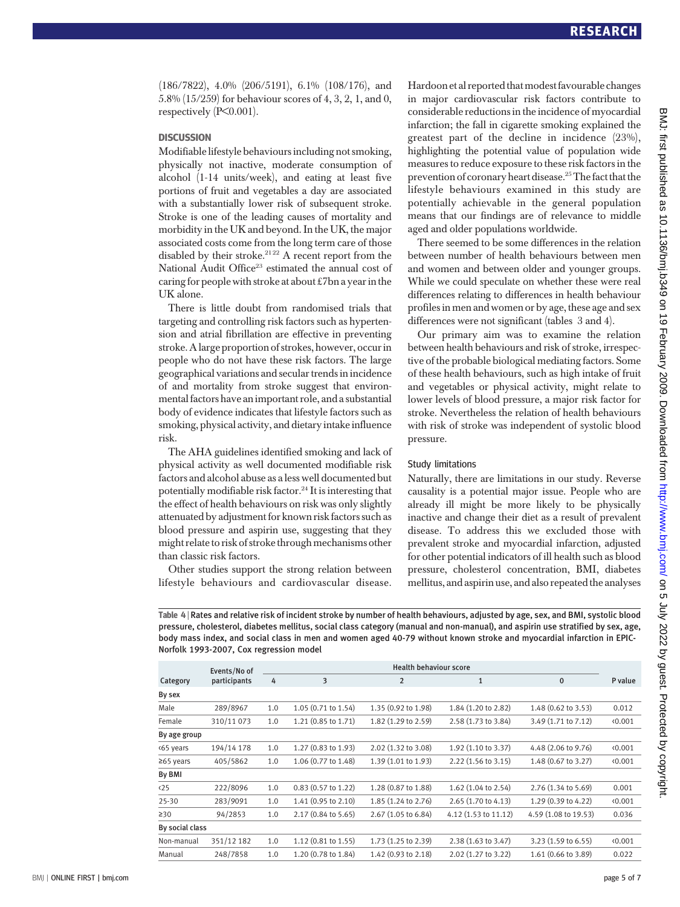(186/7822), 4.0% (206/5191), 6.1% (108/176), and 5.8% (15/259) for behaviour scores of 4, 3, 2, 1, and 0, respectively (P<0.001).

## DISCUSSION

Modifiable lifestyle behaviours including not smoking, physically not inactive, moderate consumption of alcohol (1-14 units/week), and eating at least five portions of fruit and vegetables a day are associated with a substantially lower risk of subsequent stroke. Stroke is one of the leading causes of mortality and morbidity in the UK and beyond. In the UK, the major associated costs come from the long term care of those disabled by their stroke.[21 22] A recent report from the National Audit Office[23] estimated the annual cost of caring for people with stroke at about £7bn a year in the UK alone.

There is little doubt from randomised trials that targeting and controlling risk factors such as hypertension and atrial fibrillation are effective in preventing stroke. A large proportion of strokes, however, occur in people who do not have these risk factors. The large geographical variations and secular trends in incidence of and mortality from stroke suggest that environmental factors have an important role, and a substantial body of evidence indicates that lifestyle factors such as smoking, physical activity, and dietary intake influence risk.

The AHA guidelines identified smoking and lack of physical activity as well documented modifiable risk factors and alcohol abuse as a less well documented but potentially modifiable risk factor.[24] It is interesting that the effect of health behaviours on risk was only slightly attenuated by adjustment for known risk factors such as blood pressure and aspirin use, suggesting that they might relate to risk of stroke through mechanisms other than classic risk factors.

Other studies support the strong relation between lifestyle behaviours and cardiovascular disease. Hardoon et al reported that modest favourable changes in major cardiovascular risk factors contribute to considerable reductions in the incidence of myocardial infarction; the fall in cigarette smoking explained the greatest part of the decline in incidence (23%), highlighting the potential value of population wide measures to reduce exposure to these risk factors in the prevention of coronary heart disease.[25] The fact that the lifestyle behaviours examined in this study are potentially achievable in the general population means that our findings are of relevance to middle aged and older populations worldwide.

There seemed to be some differences in the relation between number of health behaviours between men and women and between older and younger groups. While we could speculate on whether these were real differences relating to differences in health behaviour profiles in men and women or by age, these age and sex differences were not significant (tables 3 and 4).

Our primary aim was to examine the relation between health behaviours and risk of stroke, irrespective of the probable biological mediating factors. Some of these health behaviours, such as high intake of fruit and vegetables or physical activity, might relate to lower levels of blood pressure, a major risk factor for stroke. Nevertheless the relation of health behaviours with risk of stroke was independent of systolic blood pressure.

### Study limitations

Naturally, there are limitations in our study. Reverse causality is a potential major issue. People who are already ill might be more likely to be physically inactive and change their diet as a result of prevalent disease. To address this we excluded those with prevalent stroke and myocardial infarction, adjusted for other potential indicators of ill health such as blood pressure, cholesterol concentration, BMI, diabetes mellitus, and aspirin use, and also repeated the analyses

**Table 4 | Rates and relative risk of incident stroke by number of health behaviours, adjusted by age, sex, and BMI, systolic blood pressure, cholesterol, diabetes mellitus, social class category (manual and non-manual), and aspirin use stratified by sex, age, body mass index, and social class in men and women aged 40-79 without known stroke and myocardial infarction in EPIC-Norfolk 1993-2007, Cox regression model**

| Category | Events/No of participants | Health behaviour score | | | | | P value |
|---|---|---|---|---|---|---|---|
| | | 4 | 3 | 2 | 1 | 0 | |
| **By sex** | | | | | | | |
| Male | 289/8967 | 1.0 | 1.05 (0.71 to 1.54) | 1.35 (0.92 to 1.98) | 1.84 (1.20 to 2.82) | 1.48 (0.62 to 3.53) | 0.012 |
| Female | 310/11 073 | 1.0 | 1.21 (0.85 to 1.71) | 1.82 (1.29 to 2.59) | 2.58 (1.73 to 3.84) | 3.49 (1.71 to 7.12) | <0.001 |
| **By age group** | | | | | | | |
| <65 years | 194/14 178 | 1.0 | 1.27 (0.83 to 1.93) | 2.02 (1.32 to 3.08) | 1.92 (1.10 to 3.37) | 4.48 (2.06 to 9.76) | <0.001 |
| ≥65 years | 405/5862 | 1.0 | 1.06 (0.77 to 1.48) | 1.39 (1.01 to 1.93) | 2.22 (1.56 to 3.15) | 1.48 (0.67 to 3.27) | <0.001 |
| **By BMI** | | | | | | | |
| <25 | 222/8096 | 1.0 | 0.83 (0.57 to 1.22) | 1.28 (0.87 to 1.88) | 1.62 (1.04 to 2.54) | 2.76 (1.34 to 5.69) | 0.001 |
| 25-30 | 283/9091 | 1.0 | 1.41 (0.95 to 2.10) | 1.85 (1.24 to 2.76) | 2.65 (1.70 to 4.13) | 1.29 (0.39 to 4.22) | <0.001 |
| ≥30 | 94/2853 | 1.0 | 2.17 (0.84 to 5.65) | 2.67 (1.05 to 6.84) | 4.12 (1.53 to 11.12) | 4.59 (1.08 to 19.53) | 0.036 |
| **By social class** | | | | | | | |
| Non-manual | 351/12 182 | 1.0 | 1.12 (0.81 to 1.55) | 1.73 (1.25 to 2.39) | 2.38 (1.63 to 3.47) | 3.23 (1.59 to 6.55) | <0.001 |
| Manual | 248/7858 | 1.0 | 1.20 (0.78 to 1.84) | 1.42 (0.93 to 2.18) | 2.02 (1.27 to 3.22) | 1.61 (0.66 to 3.89) | 0.022 |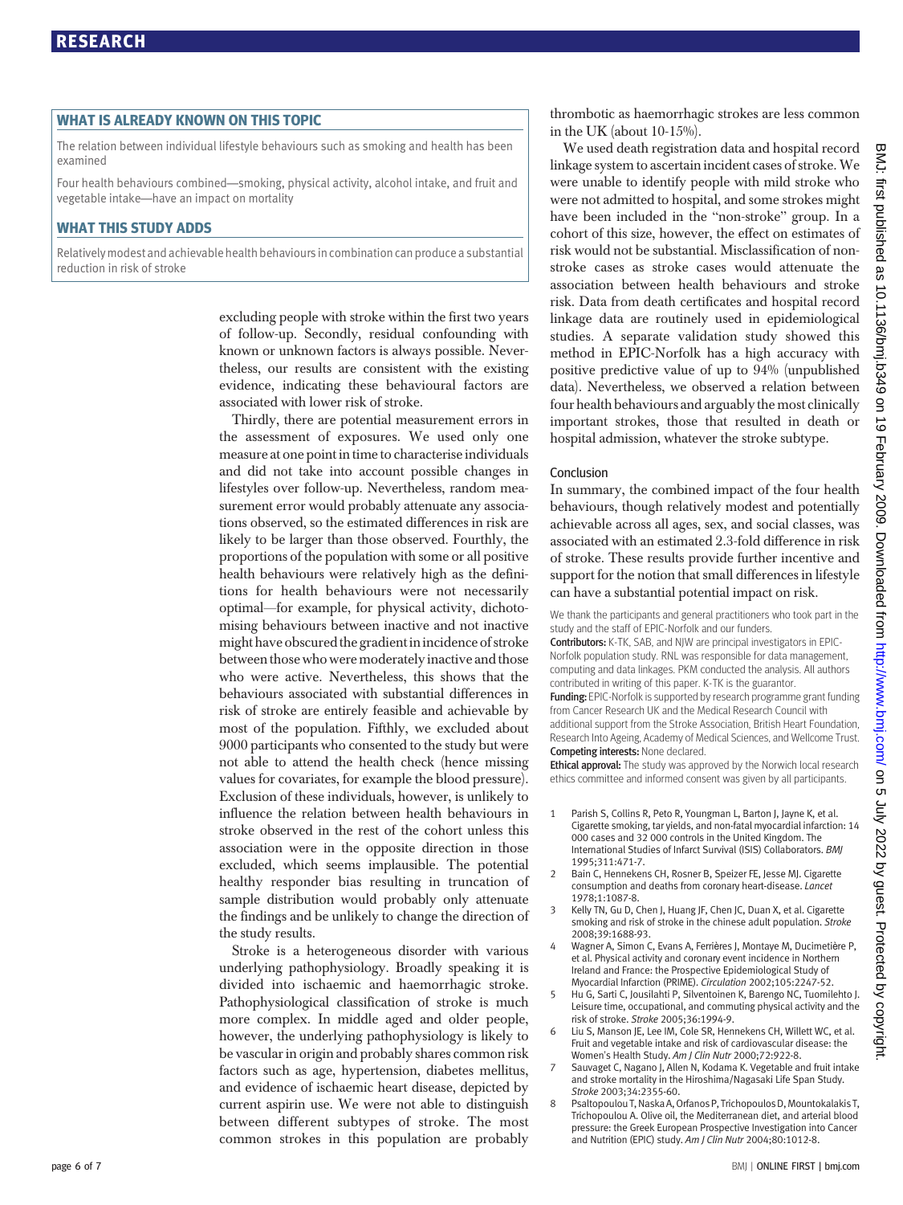## WHAT IS ALREADY KNOWN ON THIS TOPIC

The relation between individual lifestyle behaviours such as smoking and health has been examined

Four health behaviours combined—smoking, physical activity, alcohol intake, and fruit and vegetable intake—have an impact on mortality

## WHAT THIS STUDY ADDS

Relatively modest and achievable health behaviours in combination can produce a substantial reduction in risk of stroke

excluding people with stroke within the first two years of follow-up. Secondly, residual confounding with known or unknown factors is always possible. Nevertheless, our results are consistent with the existing evidence, indicating these behavioural factors are associated with lower risk of stroke.

Thirdly, there are potential measurement errors in the assessment of exposures. We used only one measure at one point in time to characterise individuals and did not take into account possible changes in lifestyles over follow-up. Nevertheless, random measurement error would probably attenuate any associations observed, so the estimated differences in risk are likely to be larger than those observed. Fourthly, the proportions of the population with some or all positive health behaviours were relatively high as the definitions for health behaviours were not necessarily optimal—for example, for physical activity, dichotomising behaviours between inactive and not inactive might have obscured the gradient in incidence of stroke between those who were moderately inactive and those who were active. Nevertheless, this shows that the behaviours associated with substantial differences in risk of stroke are entirely feasible and achievable by most of the population. Fifthly, we excluded about 9000 participants who consented to the study but were not able to attend the health check (hence missing values for covariates, for example the blood pressure). Exclusion of these individuals, however, is unlikely to influence the relation between health behaviours in stroke observed in the rest of the cohort unless this association were in the opposite direction in those excluded, which seems implausible. The potential healthy responder bias resulting in truncation of sample distribution would probably only attenuate the findings and be unlikely to change the direction of the study results.

Stroke is a heterogeneous disorder with various underlying pathophysiology. Broadly speaking it is divided into ischaemic and haemorrhagic stroke. Pathophysiological classification of stroke is much more complex. In middle aged and older people, however, the underlying pathophysiology is likely to be vascular in origin and probably shares common risk factors such as age, hypertension, diabetes mellitus, and evidence of ischaemic heart disease, depicted by current aspirin use. We were not able to distinguish between different subtypes of stroke. The most common strokes in this population are probably thrombotic as haemorrhagic strokes are less common in the UK (about 10-15%).

We used death registration data and hospital record linkage system to ascertain incident cases of stroke. We were unable to identify people with mild stroke who were not admitted to hospital, and some strokes might have been included in the "non-stroke" group. In a cohort of this size, however, the effect on estimates of risk would not be substantial. Misclassification of non-stroke cases as stroke cases would attenuate the association between health behaviours and stroke risk. Data from death certificates and hospital record linkage data are routinely used in epidemiological studies. A separate validation study showed this method in EPIC-Norfolk has a high accuracy with positive predictive value of up to 94% (unpublished data). Nevertheless, we observed a relation between four health behaviours and arguably the most clinically important strokes, those that resulted in death or hospital admission, whatever the stroke subtype.

### Conclusion

In summary, the combined impact of the four health behaviours, though relatively modest and potentially achievable across all ages, sex, and social classes, was associated with an estimated 2.3-fold difference in risk of stroke. These results provide further incentive and support for the notion that small differences in lifestyle can have a substantial potential impact on risk.

We thank the participants and general practitioners who took part in the study and the staff of EPIC-Norfolk and our funders.

**Contributors:** K-TK, SAB, and NJW are principal investigators in EPIC-Norfolk population study. RNL was responsible for data management, computing and data linkages. PKM conducted the analysis. All authors contributed in writing of this paper. K-TK is the guarantor.

**Funding:** EPIC-Norfolk is supported by research programme grant funding from Cancer Research UK and the Medical Research Council with additional support from the Stroke Association, British Heart Foundation, Research Into Ageing, Academy of Medical Sciences, and Wellcome Trust.

**Competing interests:** None declared.

**Ethical approval:** The study was approved by the Norwich local research ethics committee and informed consent was given by all participants.

1. Parish S, Collins R, Peto R, Youngman L, Barton J, Jayne K, et al. Cigarette smoking, tar yields, and non-fatal myocardial infarction: 14 000 cases and 32 000 controls in the United Kingdom. The International Studies of Infarct Survival (ISIS) Collaborators. *BMJ* 1995;311:471-7.
2. Bain C, Hennekens CH, Rosner B, Speizer FE, Jesse MJ. Cigarette consumption and deaths from coronary heart-disease. *Lancet* 1978;1:1087-8.
3. Kelly TN, Gu D, Chen J, Huang JF, Chen JC, Duan X, et al. Cigarette smoking and risk of stroke in the chinese adult population. *Stroke* 2008;39:1688-93.
4. Wagner A, Simon C, Evans A, Ferrières J, Montaye M, Ducimetière P, et al. Physical activity and coronary event incidence in Northern Ireland and France: the Prospective Epidemiological Study of Myocardial Infarction (PRIME). *Circulation* 2002;105:2247-52.
5. Hu G, Sarti C, Jousilahti P, Silventoinen K, Barengo NC, Tuomilehto J. Leisure time, occupational, and commuting physical activity and the risk of stroke. *Stroke* 2005;36:1994-9.
6. Liu S, Manson JE, Lee IM, Cole SR, Hennekens CH, Willett WC, et al. Fruit and vegetable intake and risk of cardiovascular disease: the Women's Health Study. *Am J Clin Nutr* 2000;72:922-8.
7. Sauvaget C, Nagano J, Allen N, Kodama K. Vegetable and fruit intake and stroke mortality in the Hiroshima/Nagasaki Life Span Study. *Stroke* 2003;34:2355-60.
8. Psaltopoulou T, Naska A, Orfanos P, Trichopoulos D, Mountokalakis T, Trichopoulou A. Olive oil, the Mediterranean diet, and arterial blood pressure: the Greek European Prospective Investigation into Cancer and Nutrition (EPIC) study. *Am J Clin Nutr* 2004;80:1012-8.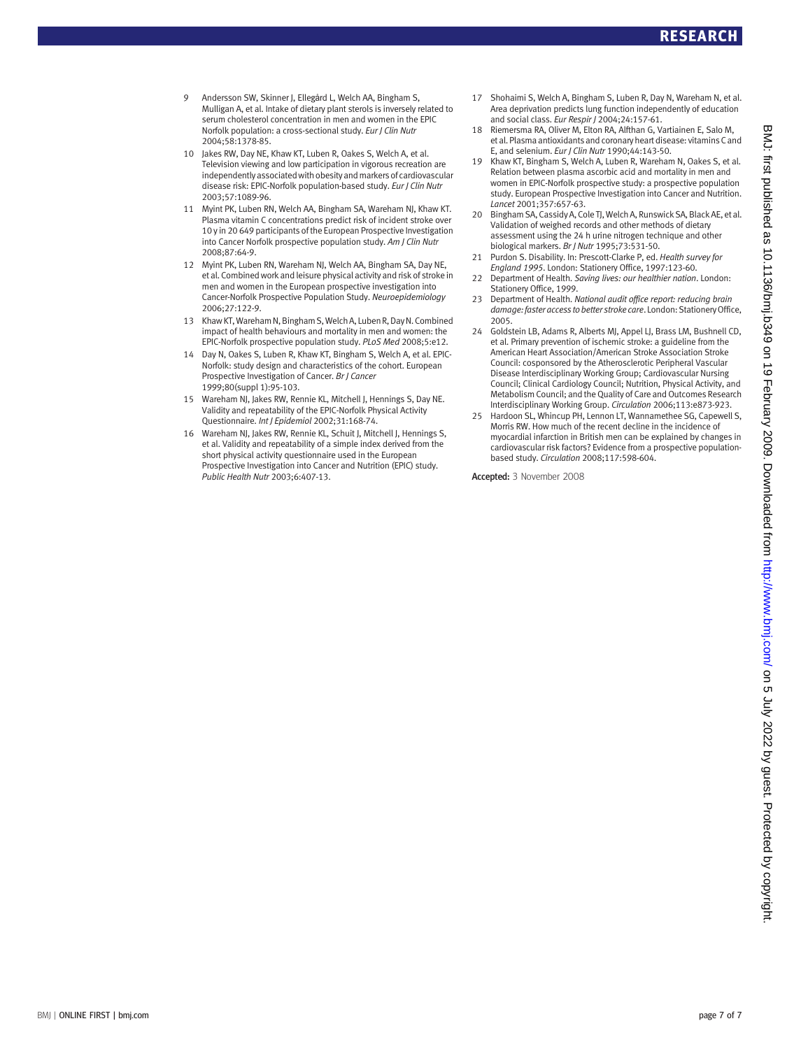9 Andersson SW, Skinner J, Ellegård L, Welch AA, Bingham S, Mulligan A, et al. Intake of dietary plant sterols is inversely related to serum cholesterol concentration in men and women in the EPIC Norfolk population: a cross-sectional study. *Eur J Clin Nutr* 2004;58:1378-85.

10 Jakes RW, Day NE, Khaw KT, Luben R, Oakes S, Welch A, et al. Television viewing and low participation in vigorous recreation are independently associated with obesity and markers of cardiovascular disease risk: EPIC-Norfolk population-based study. *Eur J Clin Nutr* 2003;57:1089-96.

11 Myint PK, Luben RN, Welch AA, Bingham SA, Wareham NJ, Khaw KT. Plasma vitamin C concentrations predict risk of incident stroke over 10 y in 20 649 participants of the European Prospective Investigation into Cancer Norfolk prospective population study. *Am J Clin Nutr* 2008;87:64-9.

12 Myint PK, Luben RN, Wareham NJ, Welch AA, Bingham SA, Day NE, et al. Combined work and leisure physical activity and risk of stroke in men and women in the European prospective investigation into Cancer-Norfolk Prospective Population Study. *Neuroepidemiology* 2006;27:122-9.

13 Khaw KT, Wareham N, Bingham S, Welch A, Luben R, Day N. Combined impact of health behaviours and mortality in men and women: the EPIC-Norfolk prospective population study. *PLoS Med* 2008;5:e12.

14 Day N, Oakes S, Luben R, Khaw KT, Bingham S, Welch A, et al. EPIC-Norfolk: study design and characteristics of the cohort. European Prospective Investigation of Cancer. *Br J Cancer* 1999;80(suppl 1):95-103.

15 Wareham NJ, Jakes RW, Rennie KL, Mitchell J, Hennings S, Day NE. Validity and repeatability of the EPIC-Norfolk Physical Activity Questionnaire. *Int J Epidemiol* 2002;31:168-74.

16 Wareham NJ, Jakes RW, Rennie KL, Schuit J, Mitchell J, Hennings S, et al. Validity and repeatability of a simple index derived from the short physical activity questionnaire used in the European Prospective Investigation into Cancer and Nutrition (EPIC) study. *Public Health Nutr* 2003;6:407-13.

17 Shohaimi S, Welch A, Bingham S, Luben R, Day N, Wareham N, et al. Area deprivation predicts lung function independently of education and social class. *Eur Respir J* 2004;24:157-61.

18 Riemersma RA, Oliver M, Elton RA, Alfthan G, Vartiainen E, Salo M, et al. Plasma antioxidants and coronary heart disease: vitamins C and E, and selenium. *Eur J Clin Nutr* 1990;44:143-50.

19 Khaw KT, Bingham S, Welch A, Luben R, Wareham N, Oakes S, et al. Relation between plasma ascorbic acid and mortality in men and women in EPIC-Norfolk prospective study: a prospective population study. European Prospective Investigation into Cancer and Nutrition. *Lancet* 2001;357:657-63.

20 Bingham SA, Cassidy A, Cole TJ, Welch A, Runswick SA, Black AE, et al. Validation of weighed records and other methods of dietary assessment using the 24 h urine nitrogen technique and other biological markers. *Br J Nutr* 1995;73:531-50.

21 Purdon S. Disability. In: Prescott-Clarke P, ed. *Health survey for England 1995*. London: Stationery Office, 1997:123-60.

22 Department of Health. *Saving lives: our healthier nation*. London: Stationery Office, 1999.

23 Department of Health. *National audit office report: reducing brain damage: faster access to better stroke care*. London: Stationery Office, 2005.

24 Goldstein LB, Adams R, Alberts MJ, Appel LJ, Brass LM, Bushnell CD, et al. Primary prevention of ischemic stroke: a guideline from the American Heart Association/American Stroke Association Stroke Council: cosponsored by the Atherosclerotic Peripheral Vascular Disease Interdisciplinary Working Group; Cardiovascular Nursing Council; Clinical Cardiology Council; Nutrition, Physical Activity, and Metabolism Council; and the Quality of Care and Outcomes Research Interdisciplinary Working Group. *Circulation* 2006;113:e873-923.

25 Hardoon SL, Whincup PH, Lennon LT, Wannamethee SG, Capewell S, Morris RW. How much of the recent decline in the incidence of myocardial infarction in British men can be explained by changes in cardiovascular risk factors? Evidence from a prospective population-based study. *Circulation* 2008;117:598-604.

**Accepted:** 3 November 2008